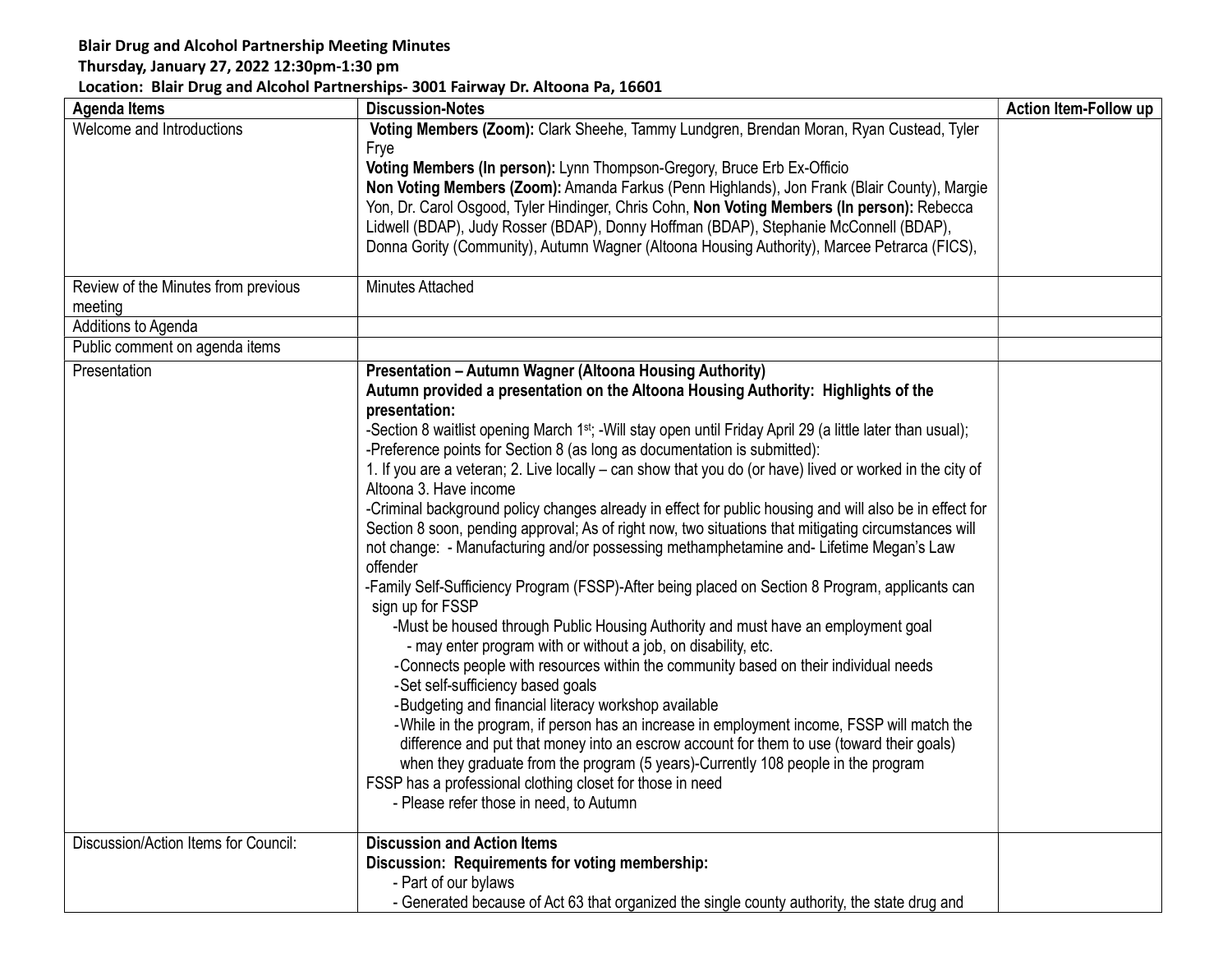**Blair Drug and Alcohol Partnership Meeting Minutes**
**Thursday, January 27, 2022 12:30pm-1:30 pm**
**Location: Blair Drug and Alcohol Partnerships- 3001 Fairway Dr. Altoona Pa, 16601**

| Agenda Items | Discussion-Notes | Action Item-Follow up |
|---|---|---|
| Welcome and Introductions | **Voting Members (Zoom):** Clark Sheehe, Tammy Lundgren, Brendan Moran, Ryan Custead, Tyler Frye<br>**Voting Members (In person):** Lynn Thompson-Gregory, Bruce Erb Ex-Officio<br>**Non Voting Members (Zoom):** Amanda Farkus (Penn Highlands), Jon Frank (Blair County), Margie Yon, Dr. Carol Osgood, Tyler Hindinger, Chris Cohn, **Non Voting Members (In person):** Rebecca Lidwell (BDAP), Judy Rosser (BDAP), Donny Hoffman (BDAP), Stephanie McConnell (BDAP), Donna Gority (Community), Autumn Wagner (Altoona Housing Authority), Marcee Petrarca (FICS), | |
| Review of the Minutes from previous meeting | Minutes Attached | |
| Additions to Agenda | | |
| Public comment on agenda items | | |
| Presentation | **Presentation – Autumn Wagner (Altoona Housing Authority)**<br>**Autumn provided a presentation on the Altoona Housing Authority: Highlights of the presentation:**<br>-Section 8 waitlist opening March 1st; -Will stay open until Friday April 29 (a little later than usual);<br>-Preference points for Section 8 (as long as documentation is submitted):<br>1. If you are a veteran; 2. Live locally – can show that you do (or have) lived or worked in the city of Altoona 3. Have income<br>-Criminal background policy changes already in effect for public housing and will also be in effect for Section 8 soon, pending approval; As of right now, two situations that mitigating circumstances will not change: - Manufacturing and/or possessing methamphetamine and- Lifetime Megan's Law offender<br>-Family Self-Sufficiency Program (FSSP)-After being placed on Section 8 Program, applicants can sign up for FSSP<br>-Must be housed through Public Housing Authority and must have an employment goal<br>- may enter program with or without a job, on disability, etc.<br>-Connects people with resources within the community based on their individual needs<br>-Set self-sufficiency based goals<br>-Budgeting and financial literacy workshop available<br>-While in the program, if person has an increase in employment income, FSSP will match the difference and put that money into an escrow account for them to use (toward their goals) when they graduate from the program (5 years)-Currently 108 people in the program<br>FSSP has a professional clothing closet for those in need<br>- Please refer those in need, to Autumn | |
| Discussion/Action Items for Council: | **Discussion and Action Items**<br>**Discussion: Requirements for voting membership:**<br>- Part of our bylaws<br>- Generated because of Act 63 that organized the single county authority, the state drug and | |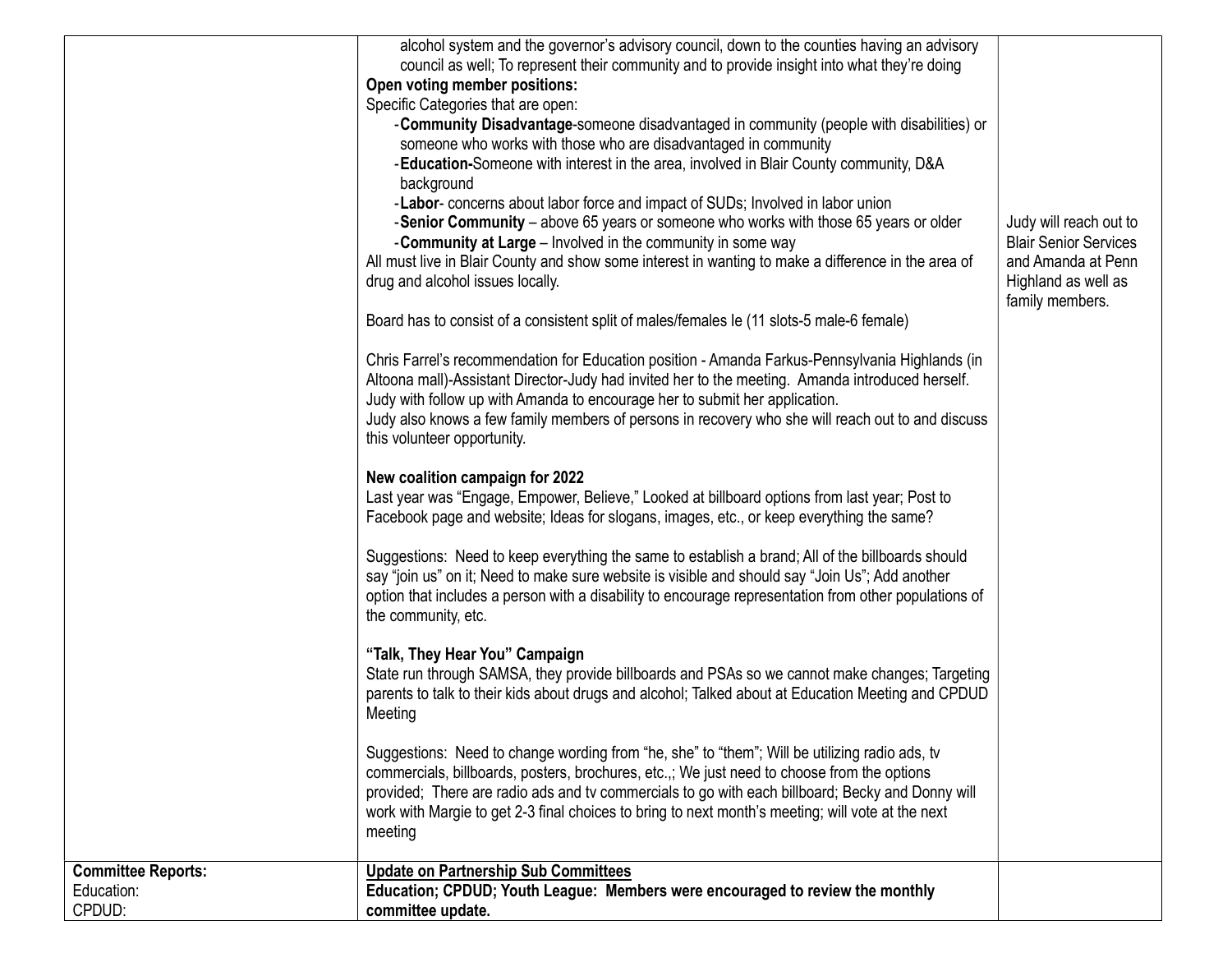| | | |
|---|---|---|
| | alcohol system and the governor's advisory council, down to the counties having an advisory council as well; To represent their community and to provide insight into what they're doing<br>**Open voting member positions:**<br>Specific Categories that are open:<br>- **Community Disadvantage**-someone disadvantaged in community (people with disabilities) or someone who works with those who are disadvantaged in community<br>- **Education-**Someone with interest in the area, involved in Blair County community, D&A background<br>- **Labor**- concerns about labor force and impact of SUDs; Involved in labor union<br>- **Senior Community** – above 65 years or someone who works with those 65 years or older<br>- **Community at Large** – Involved in the community in some way<br>All must live in Blair County and show some interest in wanting to make a difference in the area of drug and alcohol issues locally.<br><br>Board has to consist of a consistent split of males/females Ie (11 slots-5 male-6 female)<br><br>Chris Farrel's recommendation for Education position - Amanda Farkus-Pennsylvania Highlands (in Altoona mall)-Assistant Director-Judy had invited her to the meeting. Amanda introduced herself. Judy with follow up with Amanda to encourage her to submit her application.<br>Judy also knows a few family members of persons in recovery who she will reach out to and discuss this volunteer opportunity.<br><br>**New coalition campaign for 2022**<br>Last year was "Engage, Empower, Believe," Looked at billboard options from last year; Post to Facebook page and website; Ideas for slogans, images, etc., or keep everything the same?<br><br>Suggestions: Need to keep everything the same to establish a brand; All of the billboards should say "join us" on it; Need to make sure website is visible and should say "Join Us"; Add another option that includes a person with a disability to encourage representation from other populations of the community, etc.<br><br>**"Talk, They Hear You" Campaign**<br>State run through SAMSA, they provide billboards and PSAs so we cannot make changes; Targeting parents to talk to their kids about drugs and alcohol; Talked about at Education Meeting and CPDUD Meeting<br><br>Suggestions: Need to change wording from "he, she" to "them"; Will be utilizing radio ads, tv commercials, billboards, posters, brochures, etc.,; We just need to choose from the options provided; There are radio ads and tv commercials to go with each billboard; Becky and Donny will work with Margie to get 2-3 final choices to bring to next month's meeting; will vote at the next meeting | Judy will reach out to Blair Senior Services and Amanda at Penn Highland as well as family members. |
| **Committee Reports:**<br>Education:<br>CPDUD: | **Update on Partnership Sub Committees**<br>**Education; CPDUD; Youth League: Members were encouraged to review the monthly committee update.** | |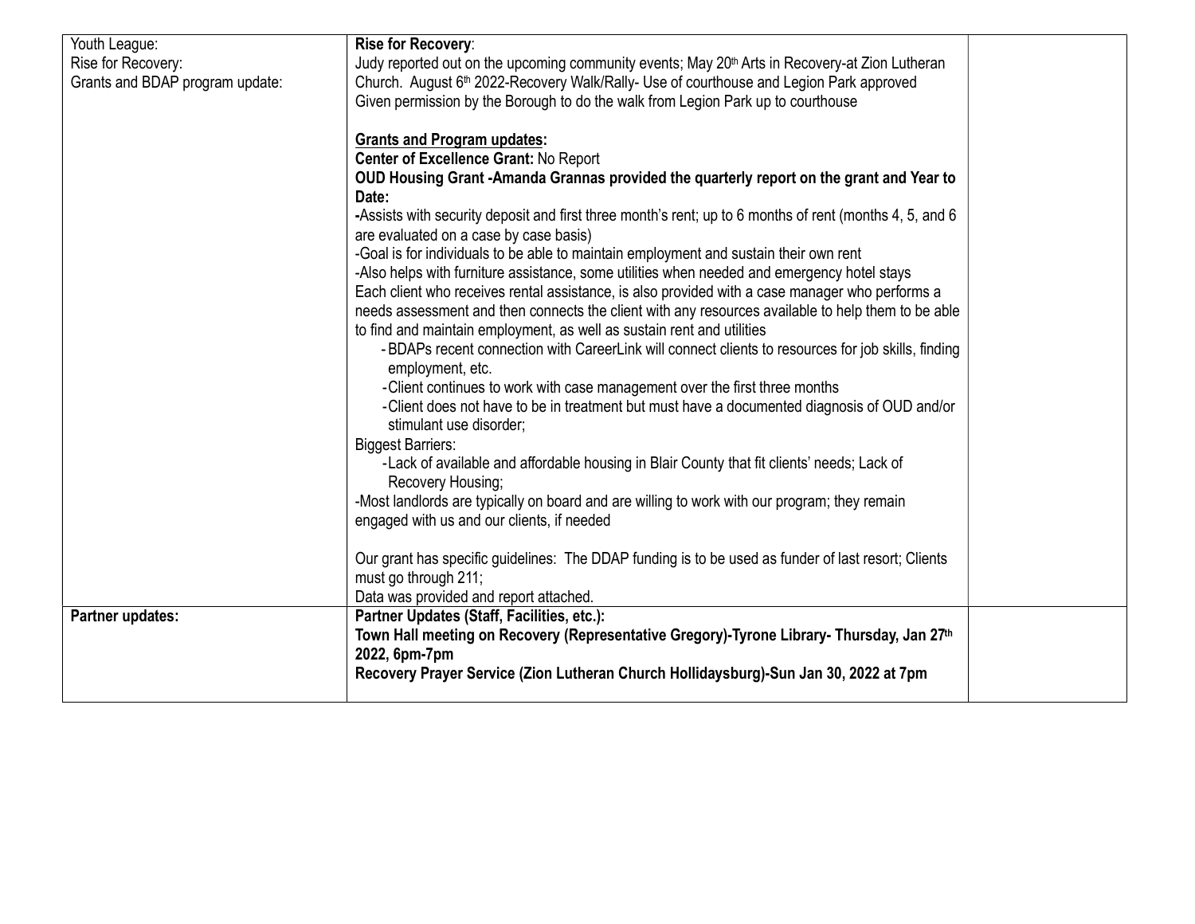| Youth League:<br>Rise for Recovery:<br>Grants and BDAP program update: | **Rise for Recovery**:<br>Judy reported out on the upcoming community events; May 20th Arts in Recovery-at Zion Lutheran Church. August 6th 2022-Recovery Walk/Rally- Use of courthouse and Legion Park approved<br>Given permission by the Borough to do the walk from Legion Park up to courthouse<br><br>**Grants and Program updates:**<br>**Center of Excellence Grant:** No Report<br>**OUD Housing Grant -Amanda Grannas provided the quarterly report on the grant and Year to Date:**<br>-Assists with security deposit and first three month's rent; up to 6 months of rent (months 4, 5, and 6 are evaluated on a case by case basis)<br>-Goal is for individuals to be able to maintain employment and sustain their own rent<br>-Also helps with furniture assistance, some utilities when needed and emergency hotel stays<br>Each client who receives rental assistance, is also provided with a case manager who performs a needs assessment and then connects the client with any resources available to help them to be able to find and maintain employment, as well as sustain rent and utilities<br>- BDAPs recent connection with CareerLink will connect clients to resources for job skills, finding employment, etc.<br>- Client continues to work with case management over the first three months<br>- Client does not have to be in treatment but must have a documented diagnosis of OUD and/or stimulant use disorder;<br>Biggest Barriers:<br>- Lack of available and affordable housing in Blair County that fit clients' needs; Lack of Recovery Housing;<br>-Most landlords are typically on board and are willing to work with our program; they remain engaged with us and our clients, if needed<br><br>Our grant has specific guidelines: The DDAP funding is to be used as funder of last resort; Clients must go through 211;<br>Data was provided and report attached. | |
|---|---|---|
| **Partner updates:** | **Partner Updates (Staff, Facilities, etc.):**<br>**Town Hall meeting on Recovery (Representative Gregory)-Tyrone Library- Thursday, Jan 27th 2022, 6pm-7pm**<br>**Recovery Prayer Service (Zion Lutheran Church Hollidaysburg)-Sun Jan 30, 2022 at 7pm** | |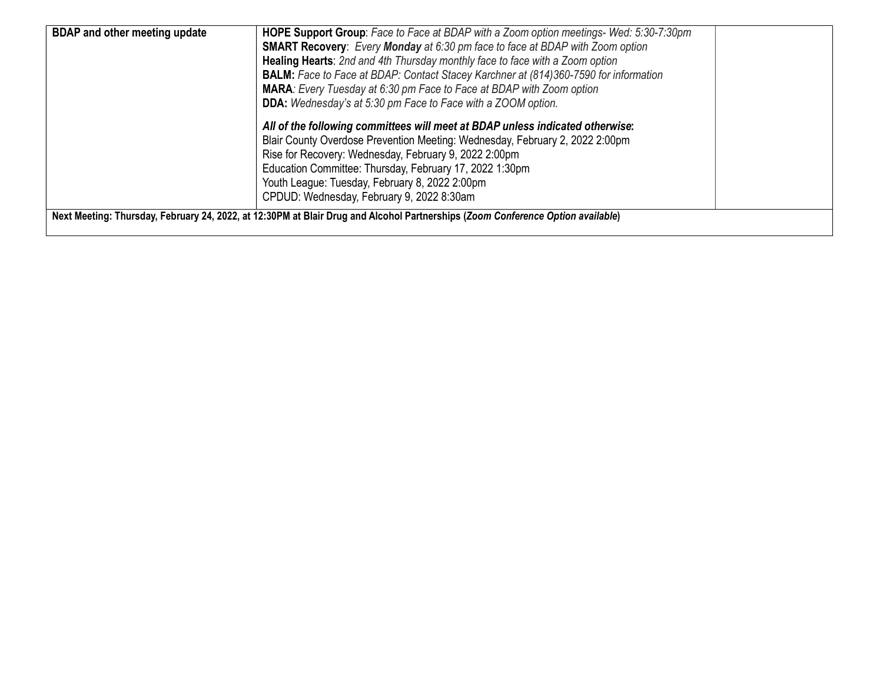| | | |
|---|---|---|
| **BDAP and other meeting update** | **HOPE Support Group**: *Face to Face at BDAP with a Zoom option meetings- Wed: 5:30-7:30pm*<br>**SMART Recovery**: *Every **Monday** at 6:30 pm face to face at BDAP with Zoom option*<br>**Healing Hearts**: *2nd and 4th Thursday monthly face to face with a Zoom option*<br>**BALM:** *Face to Face at BDAP: Contact Stacey Karchner at (814)360-7590 for information*<br>**MARA***: Every Tuesday at 6:30 pm Face to Face at BDAP with Zoom option*<br>**DDA:** *Wednesday's at 5:30 pm Face to Face with a ZOOM option.*<br><br>***All of the following committees will meet at BDAP unless indicated otherwise*:**<br>Blair County Overdose Prevention Meeting: Wednesday, February 2, 2022 2:00pm<br>Rise for Recovery: Wednesday, February 9, 2022 2:00pm<br>Education Committee: Thursday, February 17, 2022 1:30pm<br>Youth League: Tuesday, February 8, 2022 2:00pm<br>CPDUD: Wednesday, February 9, 2022 8:30am | |
| **Next Meeting: Thursday, February 24, 2022, at 12:30PM at Blair Drug and Alcohol Partnerships (*Zoom Conference Option available*)** | | |